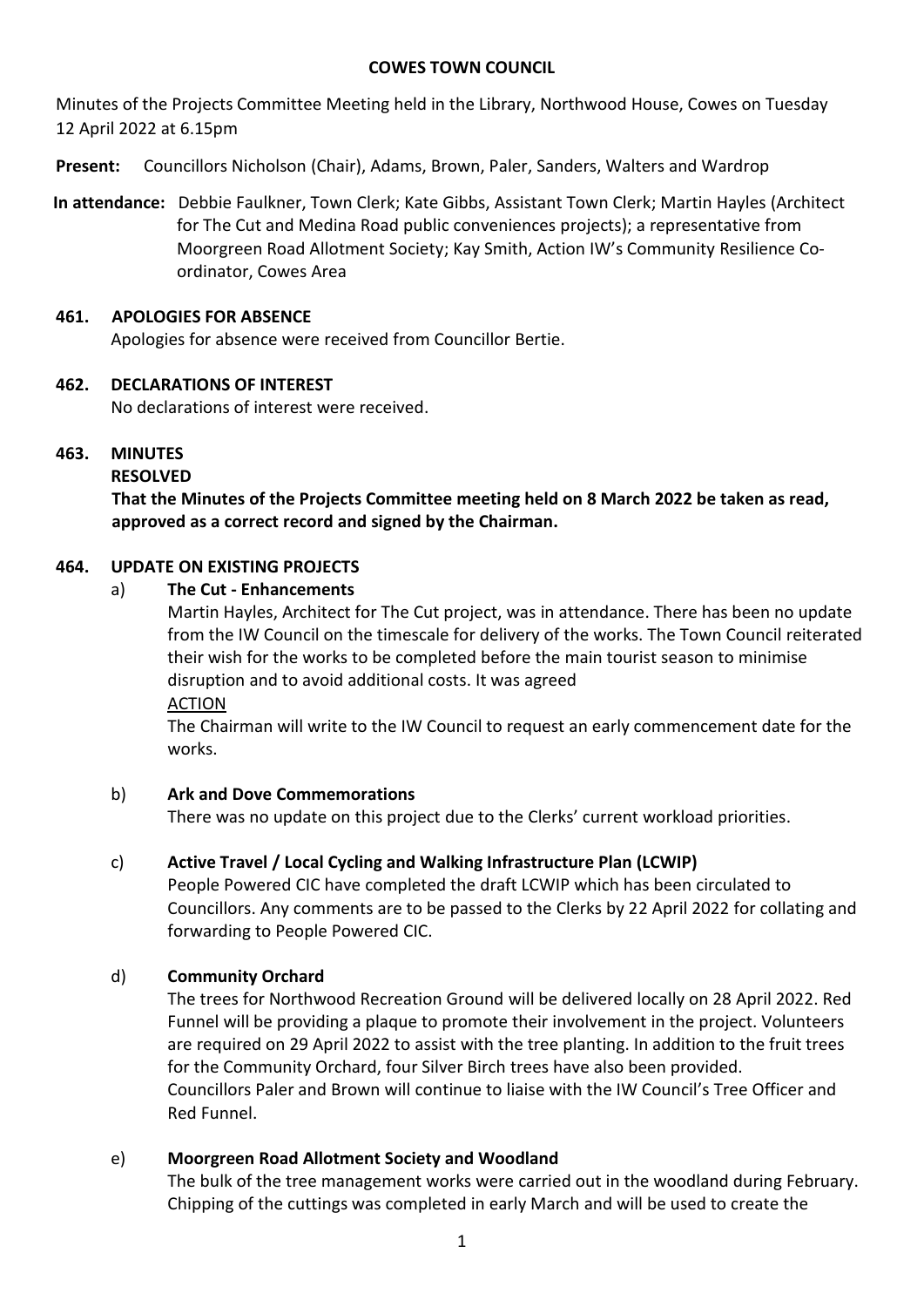**COWES TOWN COUNCIL**

Minutes of the Projects Committee Meeting held in the Library, Northwood House, Cowes on Tuesday 12 April 2022 at 6.15pm

**Present:** Councillors Nicholson (Chair), Adams, Brown, Paler, Sanders, Walters and Wardrop

**In attendance:** Debbie Faulkner, Town Clerk; Kate Gibbs, Assistant Town Clerk; Martin Hayles (Architect for The Cut and Medina Road public conveniences projects); a representative from Moorgreen Road Allotment Society; Kay Smith, Action IW's Community Resilience Co-ordinator, Cowes Area

## 461. APOLOGIES FOR ABSENCE

Apologies for absence were received from Councillor Bertie.

## 462. DECLARATIONS OF INTEREST

No declarations of interest were received.

## 463. MINUTES

**RESOLVED**

**That the Minutes of the Projects Committee meeting held on 8 March 2022 be taken as read, approved as a correct record and signed by the Chairman.**

## 464. UPDATE ON EXISTING PROJECTS

a) **The Cut - Enhancements**

Martin Hayles, Architect for The Cut project, was in attendance. There has been no update from the IW Council on the timescale for delivery of the works. The Town Council reiterated their wish for the works to be completed before the main tourist season to minimise disruption and to avoid additional costs. It was agreed

ACTION

The Chairman will write to the IW Council to request an early commencement date for the works.

b) **Ark and Dove Commemorations**

There was no update on this project due to the Clerks' current workload priorities.

c) **Active Travel / Local Cycling and Walking Infrastructure Plan (LCWIP)**

People Powered CIC have completed the draft LCWIP which has been circulated to Councillors. Any comments are to be passed to the Clerks by 22 April 2022 for collating and forwarding to People Powered CIC.

d) **Community Orchard**

The trees for Northwood Recreation Ground will be delivered locally on 28 April 2022. Red Funnel will be providing a plaque to promote their involvement in the project. Volunteers are required on 29 April 2022 to assist with the tree planting. In addition to the fruit trees for the Community Orchard, four Silver Birch trees have also been provided.
Councillors Paler and Brown will continue to liaise with the IW Council's Tree Officer and Red Funnel.

e) **Moorgreen Road Allotment Society and Woodland**

The bulk of the tree management works were carried out in the woodland during February. Chipping of the cuttings was completed in early March and will be used to create the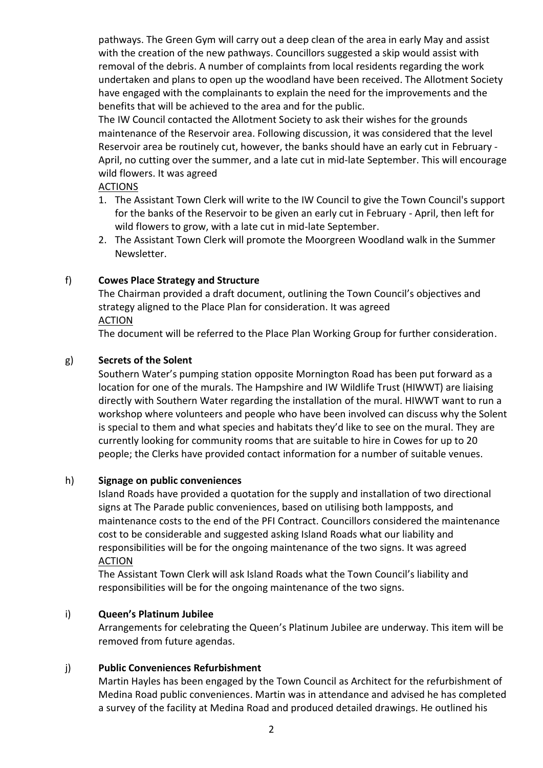pathways. The Green Gym will carry out a deep clean of the area in early May and assist with the creation of the new pathways. Councillors suggested a skip would assist with removal of the debris. A number of complaints from local residents regarding the work undertaken and plans to open up the woodland have been received. The Allotment Society have engaged with the complainants to explain the need for the improvements and the benefits that will be achieved to the area and for the public.

The IW Council contacted the Allotment Society to ask their wishes for the grounds maintenance of the Reservoir area. Following discussion, it was considered that the level Reservoir area be routinely cut, however, the banks should have an early cut in February - April, no cutting over the summer, and a late cut in mid-late September. This will encourage wild flowers. It was agreed

ACTIONS

1. The Assistant Town Clerk will write to the IW Council to give the Town Council's support for the banks of the Reservoir to be given an early cut in February - April, then left for wild flowers to grow, with a late cut in mid-late September.
2. The Assistant Town Clerk will promote the Moorgreen Woodland walk in the Summer Newsletter.

f) **Cowes Place Strategy and Structure**

The Chairman provided a draft document, outlining the Town Council's objectives and strategy aligned to the Place Plan for consideration. It was agreed

ACTION

The document will be referred to the Place Plan Working Group for further consideration.

g) **Secrets of the Solent**

Southern Water's pumping station opposite Mornington Road has been put forward as a location for one of the murals. The Hampshire and IW Wildlife Trust (HIWWT) are liaising directly with Southern Water regarding the installation of the mural. HIWWT want to run a workshop where volunteers and people who have been involved can discuss why the Solent is special to them and what species and habitats they'd like to see on the mural. They are currently looking for community rooms that are suitable to hire in Cowes for up to 20 people; the Clerks have provided contact information for a number of suitable venues.

h) **Signage on public conveniences**

Island Roads have provided a quotation for the supply and installation of two directional signs at The Parade public conveniences, based on utilising both lampposts, and maintenance costs to the end of the PFI Contract. Councillors considered the maintenance cost to be considerable and suggested asking Island Roads what our liability and responsibilities will be for the ongoing maintenance of the two signs. It was agreed

ACTION

The Assistant Town Clerk will ask Island Roads what the Town Council's liability and responsibilities will be for the ongoing maintenance of the two signs.

i) **Queen's Platinum Jubilee**

Arrangements for celebrating the Queen's Platinum Jubilee are underway. This item will be removed from future agendas.

j) **Public Conveniences Refurbishment**

Martin Hayles has been engaged by the Town Council as Architect for the refurbishment of Medina Road public conveniences. Martin was in attendance and advised he has completed a survey of the facility at Medina Road and produced detailed drawings. He outlined his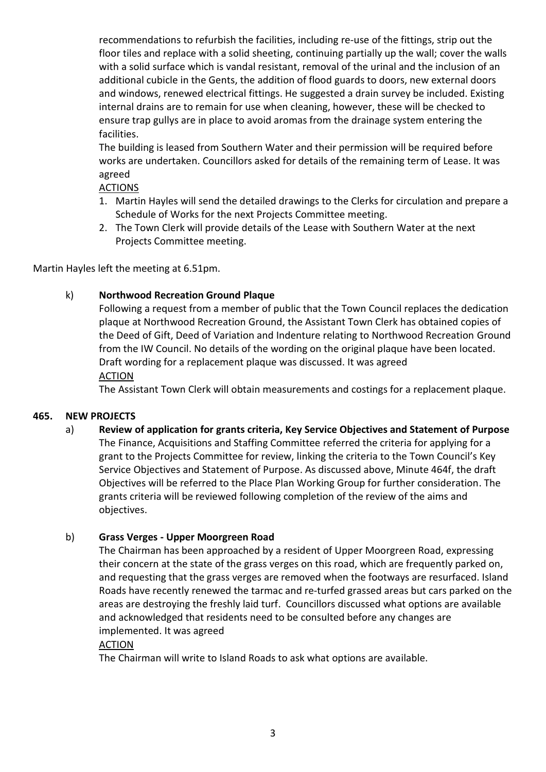recommendations to refurbish the facilities, including re-use of the fittings, strip out the floor tiles and replace with a solid sheeting, continuing partially up the wall; cover the walls with a solid surface which is vandal resistant, removal of the urinal and the inclusion of an additional cubicle in the Gents, the addition of flood guards to doors, new external doors and windows, renewed electrical fittings. He suggested a drain survey be included. Existing internal drains are to remain for use when cleaning, however, these will be checked to ensure trap gullys are in place to avoid aromas from the drainage system entering the facilities.

The building is leased from Southern Water and their permission will be required before works are undertaken. Councillors asked for details of the remaining term of Lease. It was agreed

ACTIONS

1. Martin Hayles will send the detailed drawings to the Clerks for circulation and prepare a Schedule of Works for the next Projects Committee meeting.
2. The Town Clerk will provide details of the Lease with Southern Water at the next Projects Committee meeting.

Martin Hayles left the meeting at 6.51pm.

k) **Northwood Recreation Ground Plaque**

Following a request from a member of public that the Town Council replaces the dedication plaque at Northwood Recreation Ground, the Assistant Town Clerk has obtained copies of the Deed of Gift, Deed of Variation and Indenture relating to Northwood Recreation Ground from the IW Council. No details of the wording on the original plaque have been located. Draft wording for a replacement plaque was discussed. It was agreed

ACTION

The Assistant Town Clerk will obtain measurements and costings for a replacement plaque.

**465. NEW PROJECTS**

a) **Review of application for grants criteria, Key Service Objectives and Statement of Purpose**

The Finance, Acquisitions and Staffing Committee referred the criteria for applying for a grant to the Projects Committee for review, linking the criteria to the Town Council's Key Service Objectives and Statement of Purpose. As discussed above, Minute 464f, the draft Objectives will be referred to the Place Plan Working Group for further consideration. The grants criteria will be reviewed following completion of the review of the aims and objectives.

b) **Grass Verges - Upper Moorgreen Road**

The Chairman has been approached by a resident of Upper Moorgreen Road, expressing their concern at the state of the grass verges on this road, which are frequently parked on, and requesting that the grass verges are removed when the footways are resurfaced. Island Roads have recently renewed the tarmac and re-turfed grassed areas but cars parked on the areas are destroying the freshly laid turf. Councillors discussed what options are available and acknowledged that residents need to be consulted before any changes are implemented. It was agreed

ACTION

The Chairman will write to Island Roads to ask what options are available.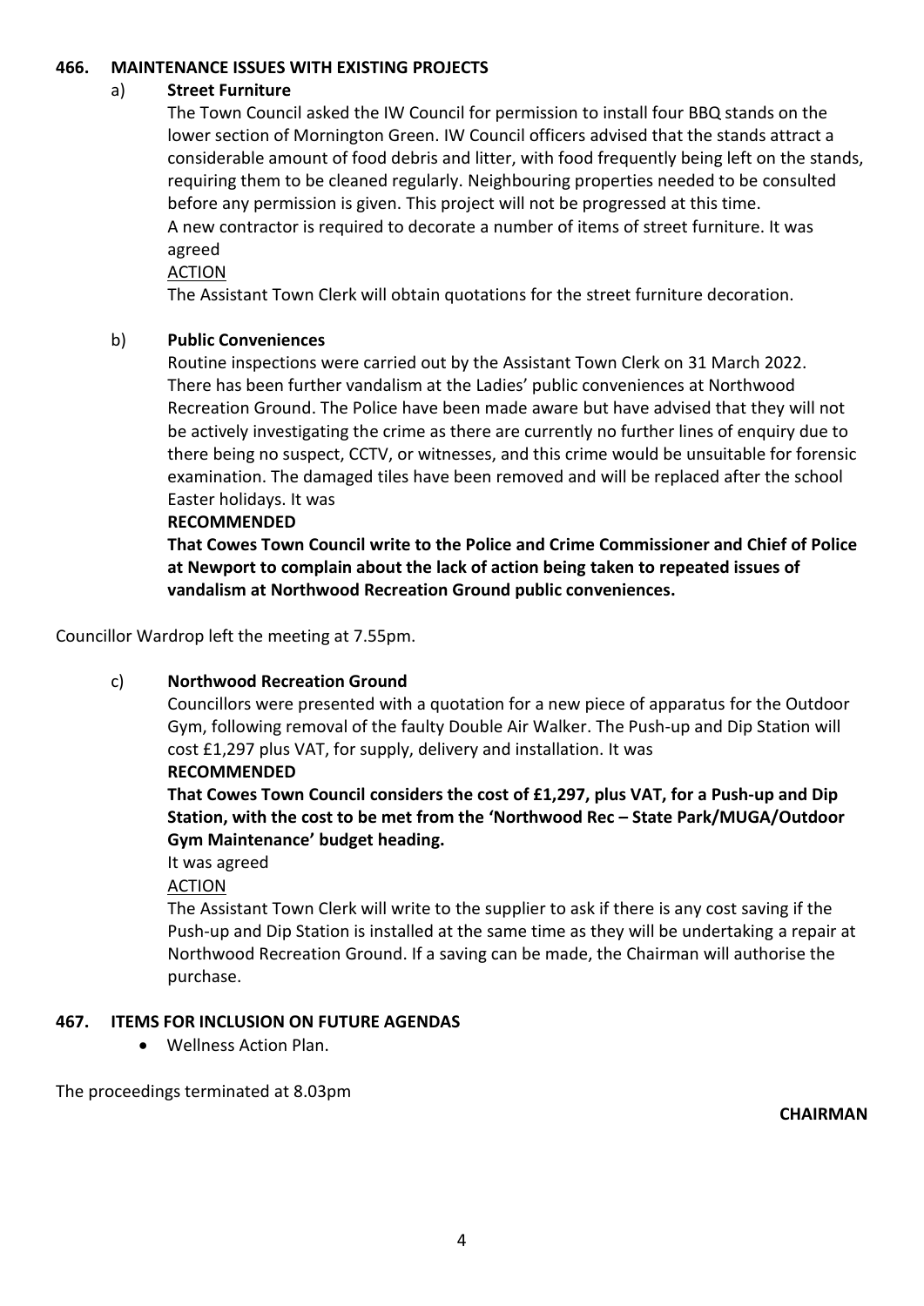**466. MAINTENANCE ISSUES WITH EXISTING PROJECTS**

a) **Street Furniture**

The Town Council asked the IW Council for permission to install four BBQ stands on the lower section of Mornington Green. IW Council officers advised that the stands attract a considerable amount of food debris and litter, with food frequently being left on the stands, requiring them to be cleaned regularly. Neighbouring properties needed to be consulted before any permission is given. This project will not be progressed at this time.

A new contractor is required to decorate a number of items of street furniture. It was agreed

ACTION

The Assistant Town Clerk will obtain quotations for the street furniture decoration.

b) **Public Conveniences**

Routine inspections were carried out by the Assistant Town Clerk on 31 March 2022. There has been further vandalism at the Ladies' public conveniences at Northwood Recreation Ground. The Police have been made aware but have advised that they will not be actively investigating the crime as there are currently no further lines of enquiry due to there being no suspect, CCTV, or witnesses, and this crime would be unsuitable for forensic examination. The damaged tiles have been removed and will be replaced after the school Easter holidays. It was

**RECOMMENDED**

**That Cowes Town Council write to the Police and Crime Commissioner and Chief of Police at Newport to complain about the lack of action being taken to repeated issues of vandalism at Northwood Recreation Ground public conveniences.**

Councillor Wardrop left the meeting at 7.55pm.

c) **Northwood Recreation Ground**

Councillors were presented with a quotation for a new piece of apparatus for the Outdoor Gym, following removal of the faulty Double Air Walker. The Push-up and Dip Station will cost £1,297 plus VAT, for supply, delivery and installation. It was

**RECOMMENDED**

**That Cowes Town Council considers the cost of £1,297, plus VAT, for a Push-up and Dip Station, with the cost to be met from the 'Northwood Rec – State Park/MUGA/Outdoor Gym Maintenance' budget heading.**

It was agreed

ACTION

The Assistant Town Clerk will write to the supplier to ask if there is any cost saving if the Push-up and Dip Station is installed at the same time as they will be undertaking a repair at Northwood Recreation Ground. If a saving can be made, the Chairman will authorise the purchase.

**467. ITEMS FOR INCLUSION ON FUTURE AGENDAS**

- Wellness Action Plan.

The proceedings terminated at 8.03pm

**CHAIRMAN**